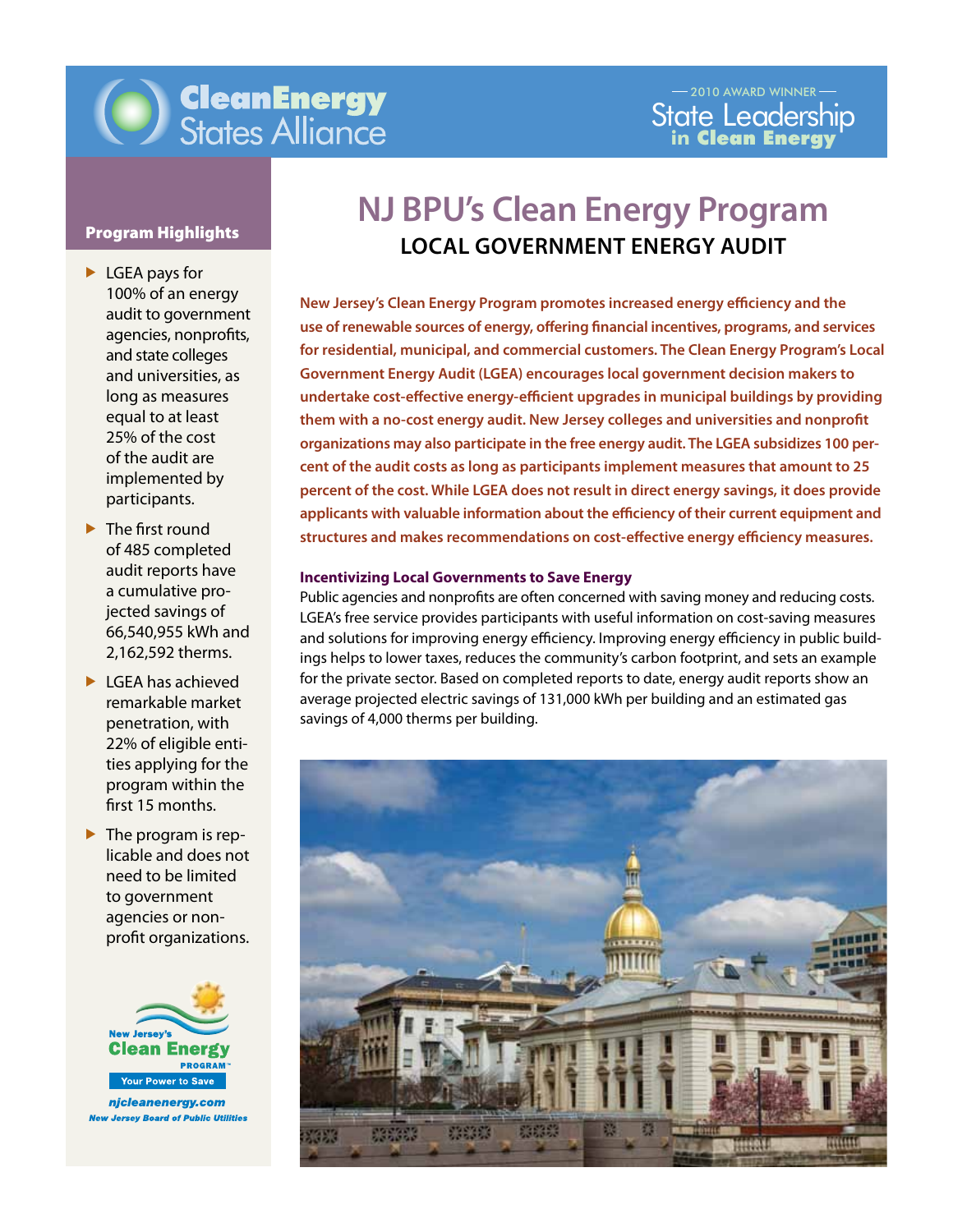CleanEnergy States Alliance

2010 AWARD WINNER
State Leadership in Clean Energy

# NJ BPU's Clean Energy Program

## LOCAL GOVERNMENT ENERGY AUDIT

**New Jersey's Clean Energy Program promotes increased energy efficiency and the use of renewable sources of energy, offering financial incentives, programs, and services for residential, municipal, and commercial customers. The Clean Energy Program's Local Government Energy Audit (LGEA) encourages local government decision makers to undertake cost-effective energy-efficient upgrades in municipal buildings by providing them with a no-cost energy audit. New Jersey colleges and universities and nonprofit organizations may also participate in the free energy audit. The LGEA subsidizes 100 percent of the audit costs as long as participants implement measures that amount to 25 percent of the cost. While LGEA does not result in direct energy savings, it does provide applicants with valuable information about the efficiency of their current equipment and structures and makes recommendations on cost-effective energy efficiency measures.**

### Incentivizing Local Governments to Save Energy

Public agencies and nonprofits are often concerned with saving money and reducing costs. LGEA's free service provides participants with useful information on cost-saving measures and solutions for improving energy efficiency. Improving energy efficiency in public buildings helps to lower taxes, reduces the community's carbon footprint, and sets an example for the private sector. Based on completed reports to date, energy audit reports show an average projected electric savings of 131,000 kWh per building and an estimated gas savings of 4,000 therms per building.

### Program Highlights

- LGEA pays for 100% of an energy audit to government agencies, nonprofits, and state colleges and universities, as long as measures equal to at least 25% of the cost of the audit are implemented by participants.
- The first round of 485 completed audit reports have a cumulative projected savings of 66,540,955 kWh and 2,162,592 therms.
- LGEA has achieved remarkable market penetration, with 22% of eligible entities applying for the program within the first 15 months.
- The program is replicable and does not need to be limited to government agencies or nonprofit organizations.

New Jersey's Clean Energy Program™
Your Power to Save
njcleanenergy.com
New Jersey Board of Public Utilities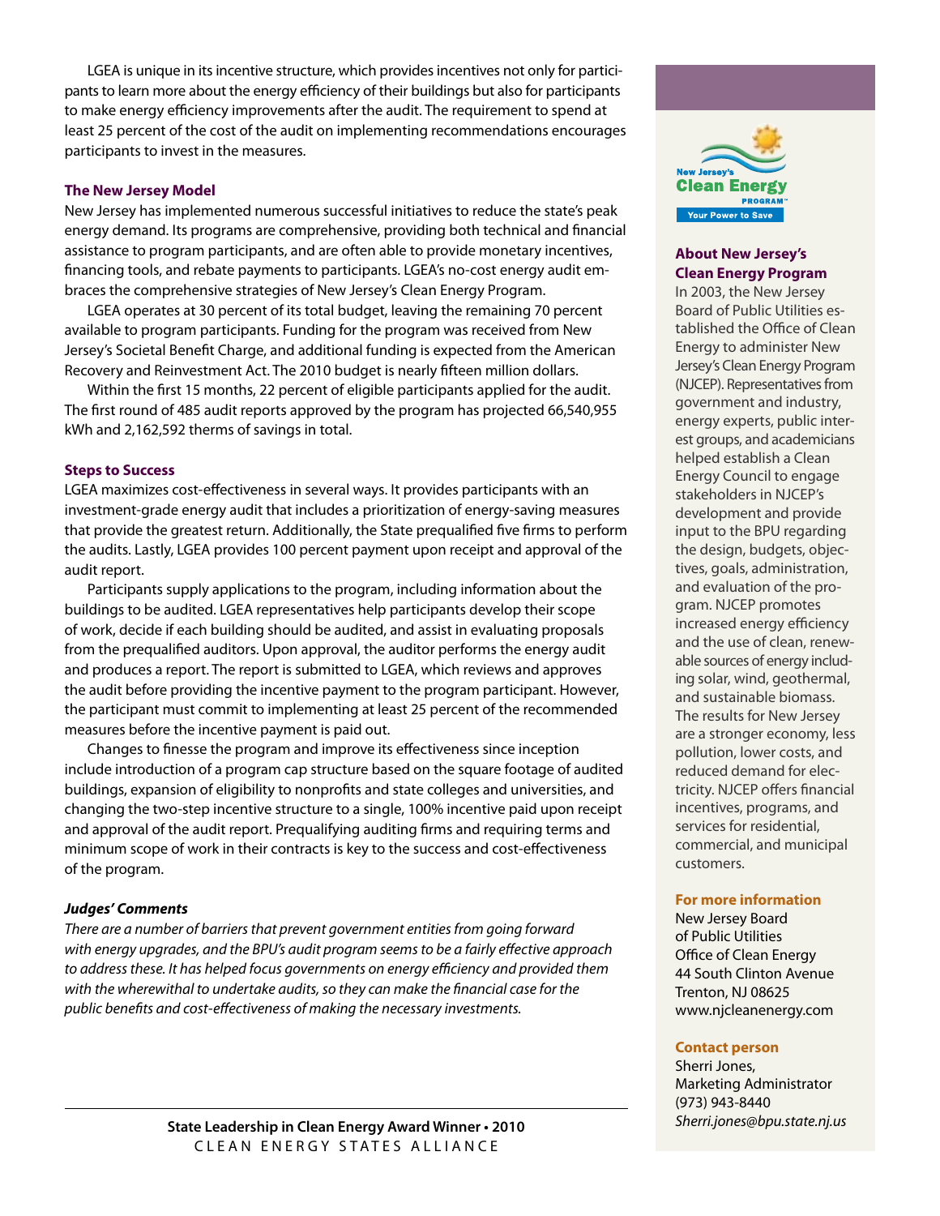LGEA is unique in its incentive structure, which provides incentives not only for participants to learn more about the energy efficiency of their buildings but also for participants to make energy efficiency improvements after the audit. The requirement to spend at least 25 percent of the cost of the audit on implementing recommendations encourages participants to invest in the measures.

### The New Jersey Model

New Jersey has implemented numerous successful initiatives to reduce the state's peak energy demand. Its programs are comprehensive, providing both technical and financial assistance to program participants, and are often able to provide monetary incentives, financing tools, and rebate payments to participants. LGEA's no-cost energy audit embraces the comprehensive strategies of New Jersey's Clean Energy Program.

LGEA operates at 30 percent of its total budget, leaving the remaining 70 percent available to program participants. Funding for the program was received from New Jersey's Societal Benefit Charge, and additional funding is expected from the American Recovery and Reinvestment Act. The 2010 budget is nearly fifteen million dollars.

Within the first 15 months, 22 percent of eligible participants applied for the audit. The first round of 485 audit reports approved by the program has projected 66,540,955 kWh and 2,162,592 therms of savings in total.

### Steps to Success

LGEA maximizes cost-effectiveness in several ways. It provides participants with an investment-grade energy audit that includes a prioritization of energy-saving measures that provide the greatest return. Additionally, the State prequalified five firms to perform the audits. Lastly, LGEA provides 100 percent payment upon receipt and approval of the audit report.

Participants supply applications to the program, including information about the buildings to be audited. LGEA representatives help participants develop their scope of work, decide if each building should be audited, and assist in evaluating proposals from the prequalified auditors. Upon approval, the auditor performs the energy audit and produces a report. The report is submitted to LGEA, which reviews and approves the audit before providing the incentive payment to the program participant. However, the participant must commit to implementing at least 25 percent of the recommended measures before the incentive payment is paid out.

Changes to finesse the program and improve its effectiveness since inception include introduction of a program cap structure based on the square footage of audited buildings, expansion of eligibility to nonprofits and state colleges and universities, and changing the two-step incentive structure to a single, 100% incentive paid upon receipt and approval of the audit report. Prequalifying auditing firms and requiring terms and minimum scope of work in their contracts is key to the success and cost-effectiveness of the program.

### *Judges' Comments*

*There are a number of barriers that prevent government entities from going forward with energy upgrades, and the BPU's audit program seems to be a fairly effective approach to address these. It has helped focus governments on energy efficiency and provided them with the wherewithal to undertake audits, so they can make the financial case for the public benefits and cost-effectiveness of making the necessary investments.*

New Jersey's Clean Energy PROGRAM™ Your Power to Save

### About New Jersey's Clean Energy Program

In 2003, the New Jersey Board of Public Utilities established the Office of Clean Energy to administer New Jersey's Clean Energy Program (NJCEP). Representatives from government and industry, energy experts, public interest groups, and academicians helped establish a Clean Energy Council to engage stakeholders in NJCEP's development and provide input to the BPU regarding the design, budgets, objectives, goals, administration, and evaluation of the program. NJCEP promotes increased energy efficiency and the use of clean, renewable sources of energy including solar, wind, geothermal, and sustainable biomass. The results for New Jersey are a stronger economy, less pollution, lower costs, and reduced demand for electricity. NJCEP offers financial incentives, programs, and services for residential, commercial, and municipal customers.

### For more information

New Jersey Board of Public Utilities
Office of Clean Energy
44 South Clinton Avenue
Trenton, NJ 08625
www.njcleanenergy.com

### Contact person

Sherri Jones,
Marketing Administrator
(973) 943-8440
*Sherri.jones@bpu.state.nj.us*